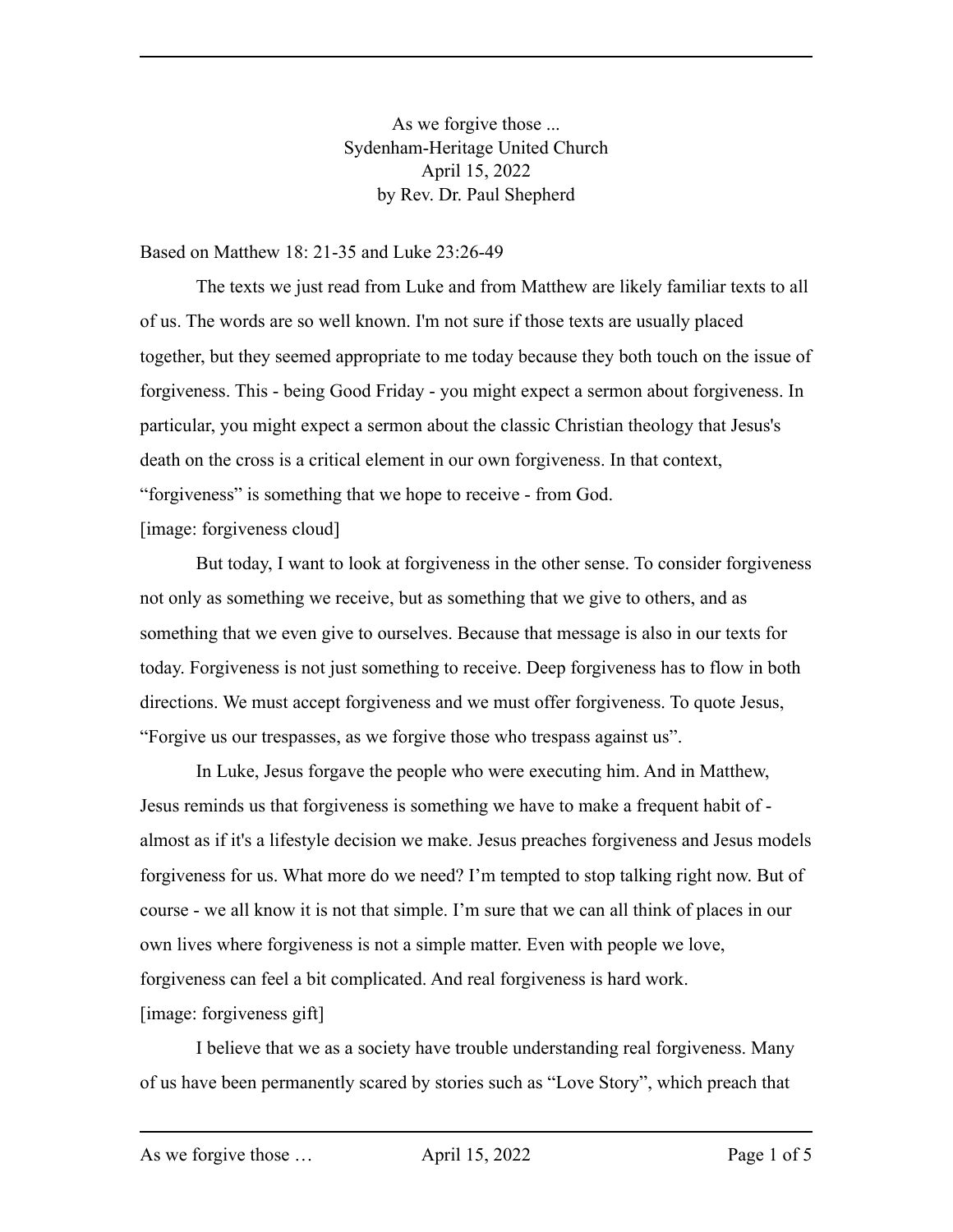As we forgive those ...
Sydenham-Heritage United Church
April 15, 2022
by Rev. Dr. Paul Shepherd

Based on Matthew 18: 21-35 and Luke 23:26-49

The texts we just read from Luke and from Matthew are likely familiar texts to all of us. The words are so well known. I'm not sure if those texts are usually placed together, but they seemed appropriate to me today because they both touch on the issue of forgiveness. This - being Good Friday - you might expect a sermon about forgiveness. In particular, you might expect a sermon about the classic Christian theology that Jesus's death on the cross is a critical element in our own forgiveness. In that context, "forgiveness" is something that we hope to receive - from God.

[image: forgiveness cloud]

But today, I want to look at forgiveness in the other sense. To consider forgiveness not only as something we receive, but as something that we give to others, and as something that we even give to ourselves. Because that message is also in our texts for today. Forgiveness is not just something to receive. Deep forgiveness has to flow in both directions. We must accept forgiveness and we must offer forgiveness. To quote Jesus, "Forgive us our trespasses, as we forgive those who trespass against us".

In Luke, Jesus forgave the people who were executing him. And in Matthew, Jesus reminds us that forgiveness is something we have to make a frequent habit of - almost as if it's a lifestyle decision we make. Jesus preaches forgiveness and Jesus models forgiveness for us. What more do we need? I'm tempted to stop talking right now. But of course - we all know it is not that simple. I'm sure that we can all think of places in our own lives where forgiveness is not a simple matter. Even with people we love, forgiveness can feel a bit complicated. And real forgiveness is hard work.

[image: forgiveness gift]

I believe that we as a society have trouble understanding real forgiveness. Many of us have been permanently scared by stories such as "Love Story", which preach that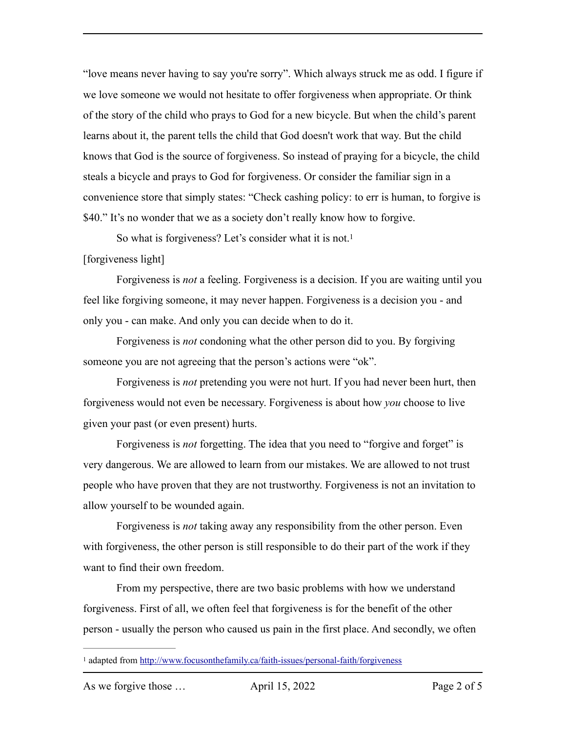"love means never having to say you're sorry". Which always struck me as odd. I figure if we love someone we would not hesitate to offer forgiveness when appropriate. Or think of the story of the child who prays to God for a new bicycle. But when the child's parent learns about it, the parent tells the child that God doesn't work that way. But the child knows that God is the source of forgiveness. So instead of praying for a bicycle, the child steals a bicycle and prays to God for forgiveness. Or consider the familiar sign in a convenience store that simply states: "Check cashing policy: to err is human, to forgive is $40." It's no wonder that we as a society don't really know how to forgive.

So what is forgiveness? Let's consider what it is not.[1]

[forgiveness light]

Forgiveness is *not* a feeling. Forgiveness is a decision. If you are waiting until you feel like forgiving someone, it may never happen. Forgiveness is a decision you - and only you - can make. And only you can decide when to do it.

Forgiveness is *not* condoning what the other person did to you. By forgiving someone you are not agreeing that the person's actions were "ok".

Forgiveness is *not* pretending you were not hurt. If you had never been hurt, then forgiveness would not even be necessary. Forgiveness is about how *you* choose to live given your past (or even present) hurts.

Forgiveness is *not* forgetting. The idea that you need to "forgive and forget" is very dangerous. We are allowed to learn from our mistakes. We are allowed to not trust people who have proven that they are not trustworthy. Forgiveness is not an invitation to allow yourself to be wounded again.

Forgiveness is *not* taking away any responsibility from the other person. Even with forgiveness, the other person is still responsible to do their part of the work if they want to find their own freedom.

From my perspective, there are two basic problems with how we understand forgiveness. First of all, we often feel that forgiveness is for the benefit of the other person - usually the person who caused us pain in the first place. And secondly, we often

---

[1] adapted from http://www.focusonthefamily.ca/faith-issues/personal-faith/forgiveness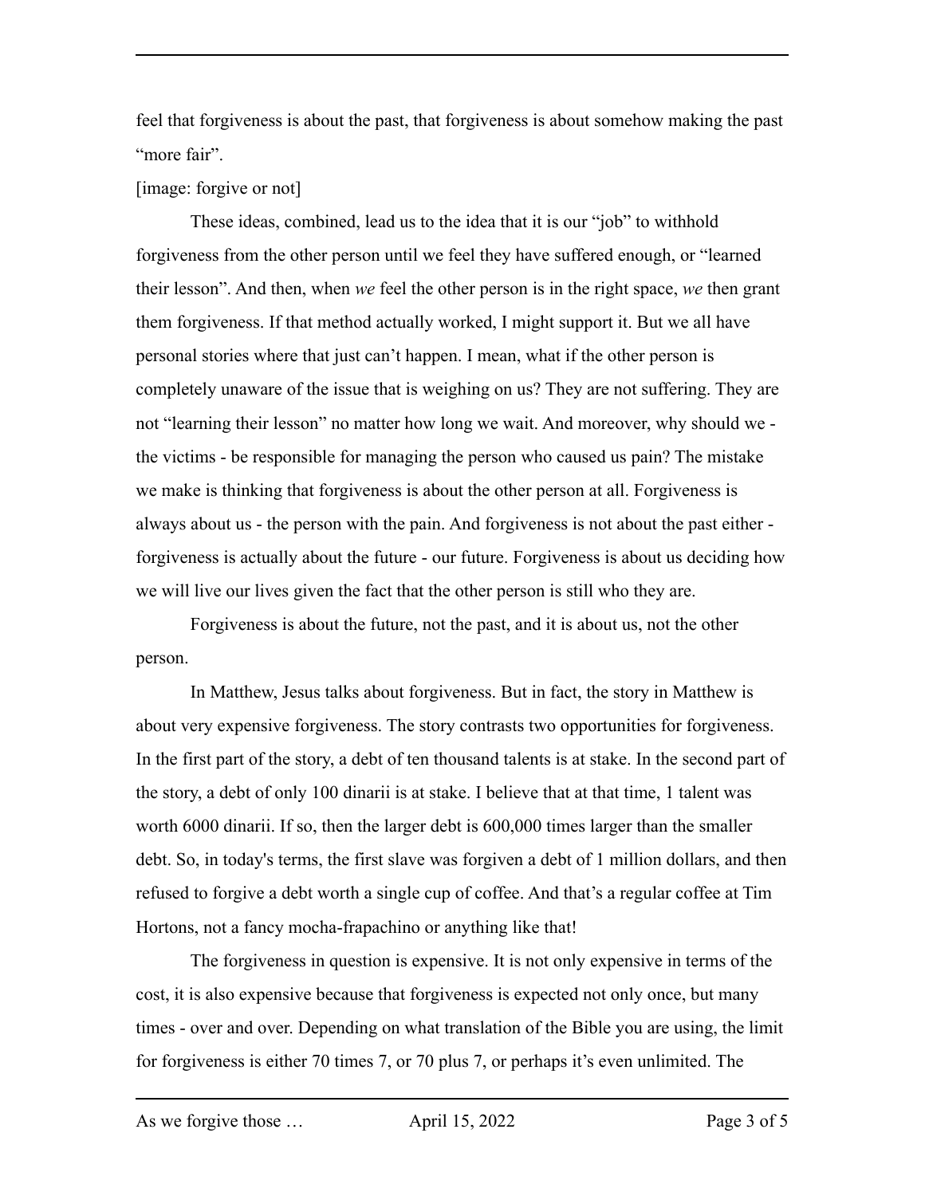feel that forgiveness is about the past, that forgiveness is about somehow making the past "more fair".

[image: forgive or not]

These ideas, combined, lead us to the idea that it is our "job" to withhold forgiveness from the other person until we feel they have suffered enough, or "learned their lesson". And then, when *we* feel the other person is in the right space, *we* then grant them forgiveness. If that method actually worked, I might support it. But we all have personal stories where that just can't happen. I mean, what if the other person is completely unaware of the issue that is weighing on us? They are not suffering. They are not "learning their lesson" no matter how long we wait. And moreover, why should we - the victims - be responsible for managing the person who caused us pain? The mistake we make is thinking that forgiveness is about the other person at all. Forgiveness is always about us - the person with the pain. And forgiveness is not about the past either - forgiveness is actually about the future - our future. Forgiveness is about us deciding how we will live our lives given the fact that the other person is still who they are.

Forgiveness is about the future, not the past, and it is about us, not the other person.

In Matthew, Jesus talks about forgiveness. But in fact, the story in Matthew is about very expensive forgiveness. The story contrasts two opportunities for forgiveness. In the first part of the story, a debt of ten thousand talents is at stake. In the second part of the story, a debt of only 100 dinarii is at stake. I believe that at that time, 1 talent was worth 6000 dinarii. If so, then the larger debt is 600,000 times larger than the smaller debt. So, in today's terms, the first slave was forgiven a debt of 1 million dollars, and then refused to forgive a debt worth a single cup of coffee. And that's a regular coffee at Tim Hortons, not a fancy mocha-frapachino or anything like that!

The forgiveness in question is expensive. It is not only expensive in terms of the cost, it is also expensive because that forgiveness is expected not only once, but many times - over and over. Depending on what translation of the Bible you are using, the limit for forgiveness is either 70 times 7, or 70 plus 7, or perhaps it's even unlimited. The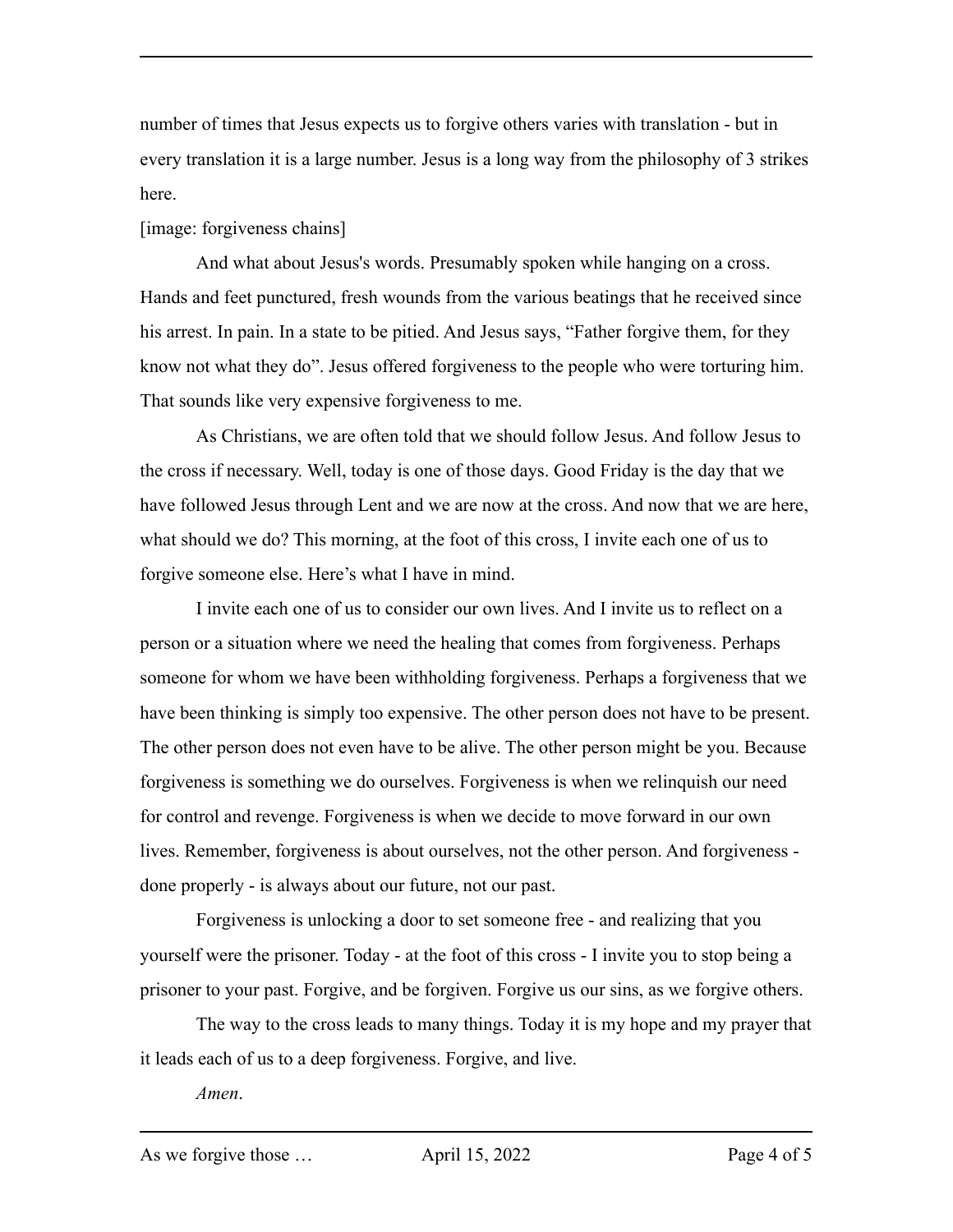number of times that Jesus expects us to forgive others varies with translation - but in every translation it is a large number. Jesus is a long way from the philosophy of 3 strikes here.

[image: forgiveness chains]

And what about Jesus's words. Presumably spoken while hanging on a cross. Hands and feet punctured, fresh wounds from the various beatings that he received since his arrest. In pain. In a state to be pitied. And Jesus says, "Father forgive them, for they know not what they do". Jesus offered forgiveness to the people who were torturing him. That sounds like very expensive forgiveness to me.

As Christians, we are often told that we should follow Jesus. And follow Jesus to the cross if necessary. Well, today is one of those days. Good Friday is the day that we have followed Jesus through Lent and we are now at the cross. And now that we are here, what should we do? This morning, at the foot of this cross, I invite each one of us to forgive someone else. Here's what I have in mind.

I invite each one of us to consider our own lives. And I invite us to reflect on a person or a situation where we need the healing that comes from forgiveness. Perhaps someone for whom we have been withholding forgiveness. Perhaps a forgiveness that we have been thinking is simply too expensive. The other person does not have to be present. The other person does not even have to be alive. The other person might be you. Because forgiveness is something we do ourselves. Forgiveness is when we relinquish our need for control and revenge. Forgiveness is when we decide to move forward in our own lives. Remember, forgiveness is about ourselves, not the other person. And forgiveness - done properly - is always about our future, not our past.

Forgiveness is unlocking a door to set someone free - and realizing that you yourself were the prisoner. Today - at the foot of this cross - I invite you to stop being a prisoner to your past. Forgive, and be forgiven. Forgive us our sins, as we forgive others.

The way to the cross leads to many things. Today it is my hope and my prayer that it leads each of us to a deep forgiveness. Forgive, and live.

*Amen*.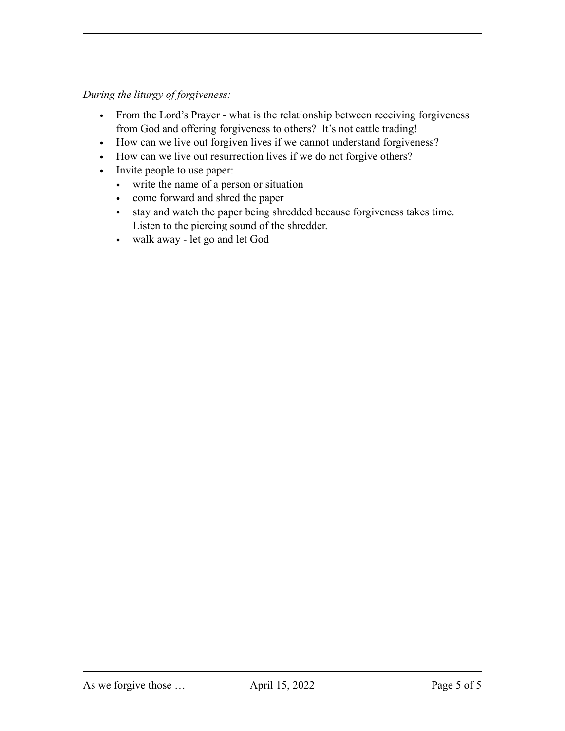*During the liturgy of forgiveness:*

- From the Lord's Prayer - what is the relationship between receiving forgiveness from God and offering forgiveness to others? It's not cattle trading!
- How can we live out forgiven lives if we cannot understand forgiveness?
- How can we live out resurrection lives if we do not forgive others?
- Invite people to use paper:
  - write the name of a person or situation
  - come forward and shred the paper
  - stay and watch the paper being shredded because forgiveness takes time. Listen to the piercing sound of the shredder.
  - walk away - let go and let God